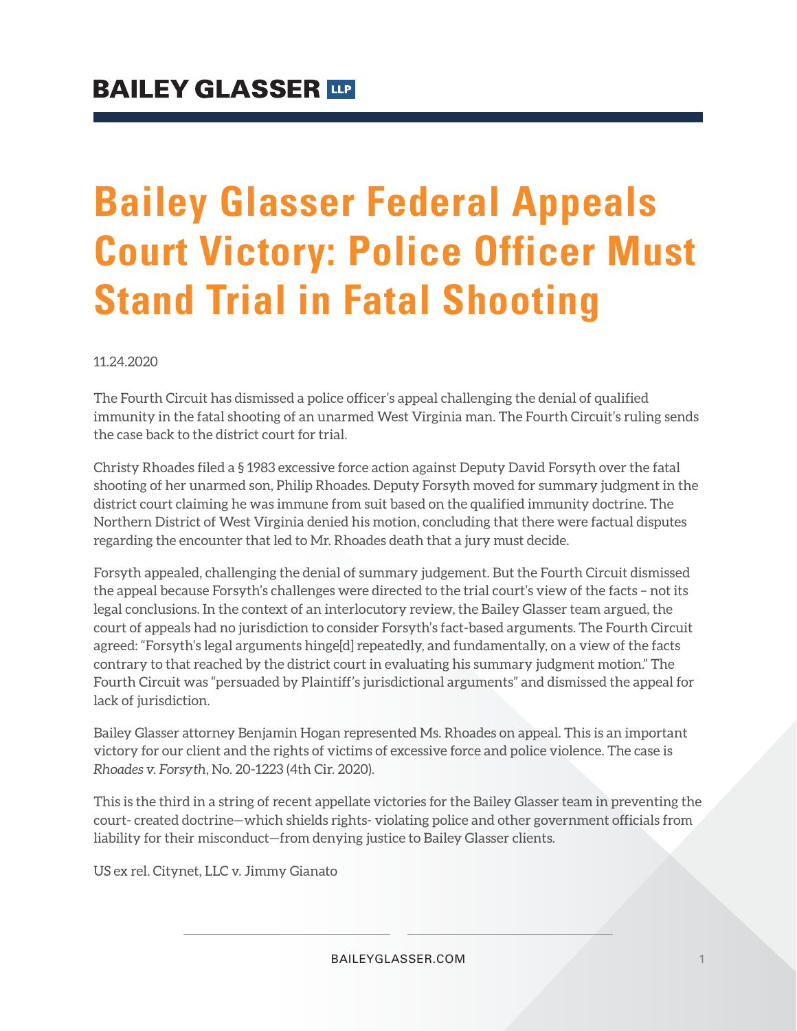BAILEY GLASSER LLP

# Bailey Glasser Federal Appeals Court Victory: Police Officer Must Stand Trial in Fatal Shooting

11.24.2020

The Fourth Circuit has dismissed a police officer's appeal challenging the denial of qualified immunity in the fatal shooting of an unarmed West Virginia man. The Fourth Circuit's ruling sends the case back to the district court for trial.

Christy Rhoades filed a § 1983 excessive force action against Deputy David Forsyth over the fatal shooting of her unarmed son, Philip Rhoades. Deputy Forsyth moved for summary judgment in the district court claiming he was immune from suit based on the qualified immunity doctrine. The Northern District of West Virginia denied his motion, concluding that there were factual disputes regarding the encounter that led to Mr. Rhoades death that a jury must decide.

Forsyth appealed, challenging the denial of summary judgement. But the Fourth Circuit dismissed the appeal because Forsyth's challenges were directed to the trial court's view of the facts – not its legal conclusions. In the context of an interlocutory review, the Bailey Glasser team argued, the court of appeals had no jurisdiction to consider Forsyth's fact-based arguments. The Fourth Circuit agreed: "Forsyth's legal arguments hinge[d] repeatedly, and fundamentally, on a view of the facts contrary to that reached by the district court in evaluating his summary judgment motion." The Fourth Circuit was "persuaded by Plaintiff's jurisdictional arguments" and dismissed the appeal for lack of jurisdiction.

Bailey Glasser attorney Benjamin Hogan represented Ms. Rhoades on appeal. This is an important victory for our client and the rights of victims of excessive force and police violence. The case is *Rhoades v. Forsyth*, No. 20-1223 (4th Cir. 2020).

This is the third in a string of recent appellate victories for the Bailey Glasser team in preventing the court- created doctrine—which shields rights- violating police and other government officials from liability for their misconduct—from denying justice to Bailey Glasser clients.

US ex rel. Citynet, LLC v. Jimmy Gianato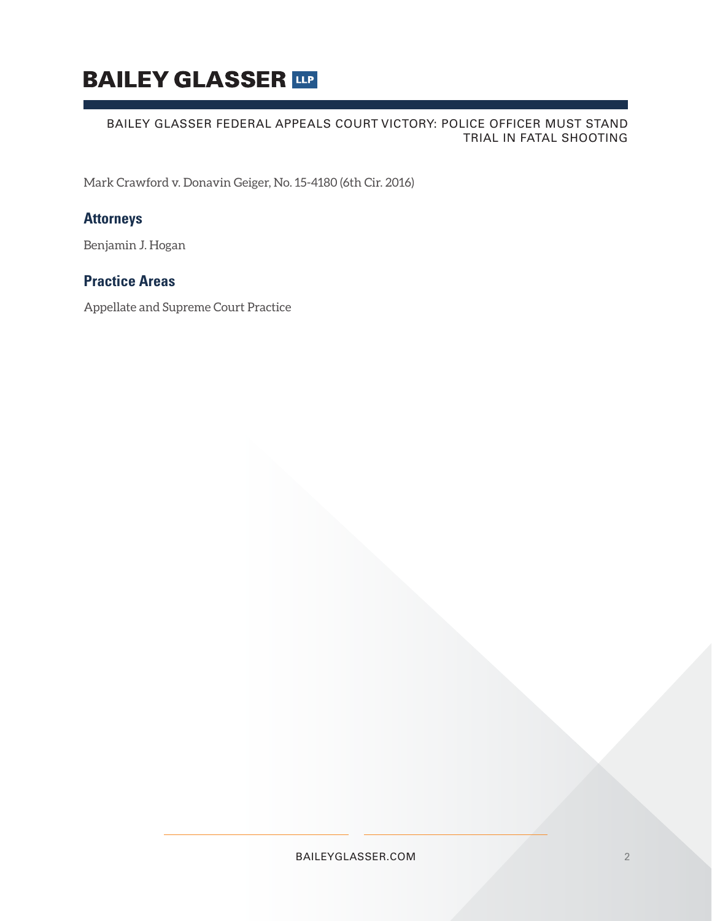Mark Crawford v. Donavin Geiger, No. 15-4180 (6th Cir. 2016)

## Attorneys

Benjamin J. Hogan

## Practice Areas

Appellate and Supreme Court Practice